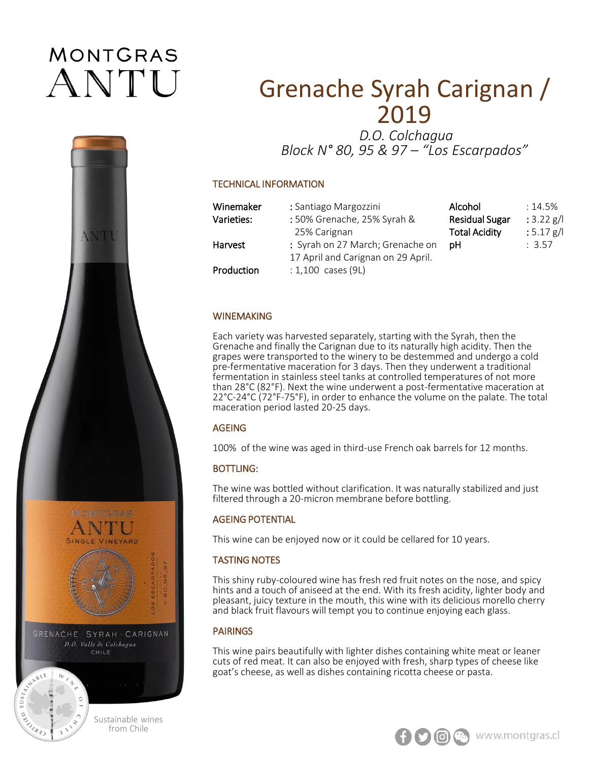MONTGRAS
ANTU

# Grenache Syrah Carignan / 2019

*D.O. Colchagua*
*Block N° 80, 95 & 97 – "Los Escarpados"*

## TECHNICAL INFORMATION

| | | | |
|---|---|---|---|
| **Winemaker** | : Santiago Margozzini | **Alcohol** | : 14.5% |
| **Varieties:** | : 50% Grenache, 25% Syrah & 25% Carignan | **Residual Sugar** | : 3.22 g/l |
| **Harvest** | : Syrah on 27 March; Grenache on 17 April and Carignan on 29 April. | **Total Acidity** | : 5.17 g/l |
| **Production** | : 1,100 cases (9L) | **pH** | : 3.57 |

## WINEMAKING

Each variety was harvested separately, starting with the Syrah, then the Grenache and finally the Carignan due to its naturally high acidity. Then the grapes were transported to the winery to be destemmed and undergo a cold pre-fermentative maceration for 3 days. Then they underwent a traditional fermentation in stainless steel tanks at controlled temperatures of not more than 28°C (82°F). Next the wine underwent a post-fermentative maceration at 22°C-24°C (72°F-75°F), in order to enhance the volume on the palate. The total maceration period lasted 20-25 days.

## AGEING

100% of the wine was aged in third-use French oak barrels for 12 months.

## BOTTLING:

The wine was bottled without clarification. It was naturally stabilized and just filtered through a 20-micron membrane before bottling.

## AGEING POTENTIAL

This wine can be enjoyed now or it could be cellared for 10 years.

## TASTING NOTES

This shiny ruby-coloured wine has fresh red fruit notes on the nose, and spicy hints and a touch of aniseed at the end. With its fresh acidity, lighter body and pleasant, juicy texture in the mouth, this wine with its delicious morello cherry and black fruit flavours will tempt you to continue enjoying each glass.

## PAIRINGS

This wine pairs beautifully with lighter dishes containing white meat or leaner cuts of red meat. It can also be enjoyed with fresh, sharp types of cheese like goat's cheese, as well as dishes containing ricotta cheese or pasta.

Sustainable wines from Chile

www.montgras.cl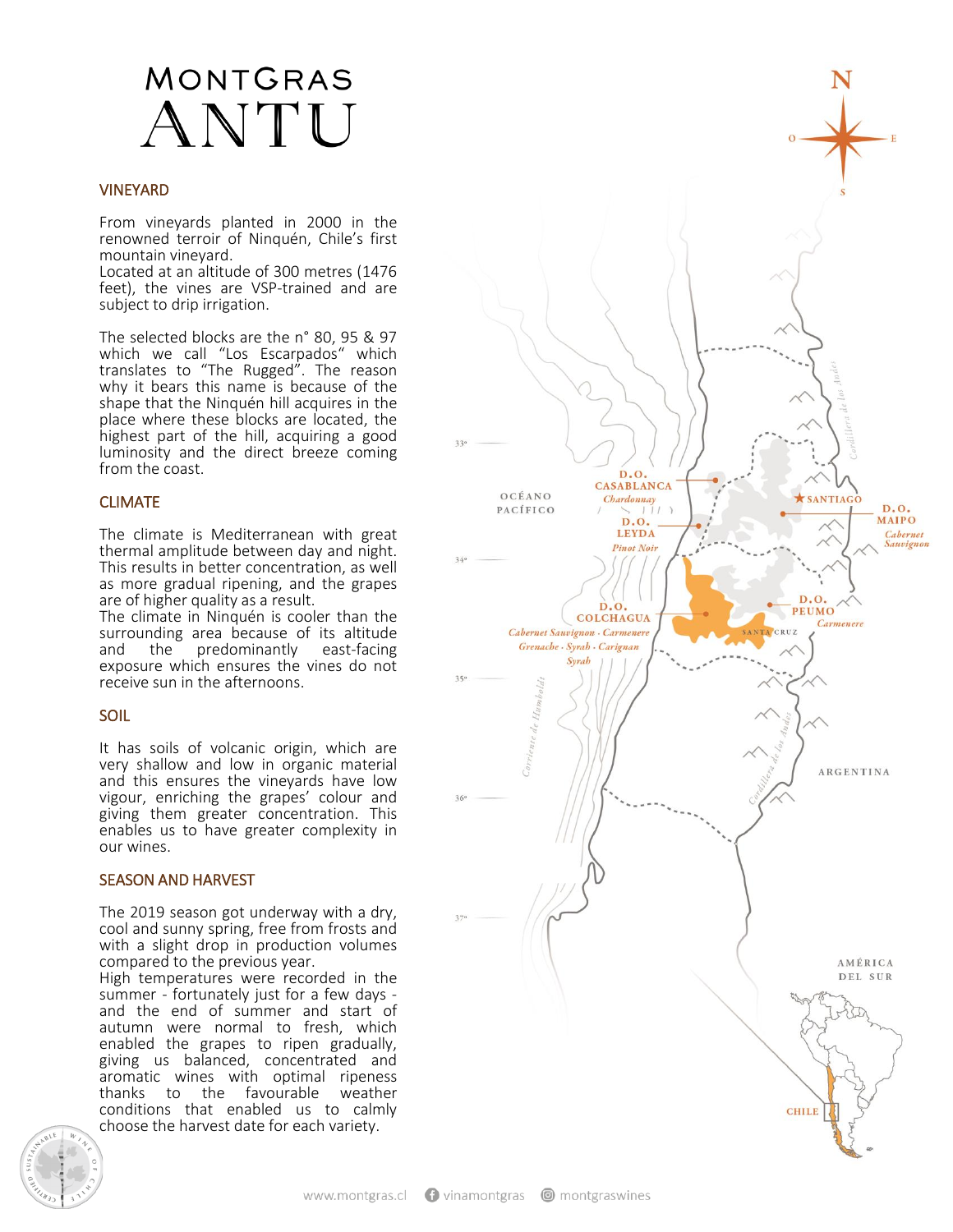# MontGras Antu

## VINEYARD

From vineyards planted in 2000 in the renowned terroir of Ninquén, Chile's first mountain vineyard.
Located at an altitude of 300 metres (1476 feet), the vines are VSP-trained and are subject to drip irrigation.

The selected blocks are the n° 80, 95 & 97 which we call "Los Escarpados" which translates to "The Rugged". The reason why it bears this name is because of the shape that the Ninquén hill acquires in the place where these blocks are located, the highest part of the hill, acquiring a good luminosity and the direct breeze coming from the coast.

## CLIMATE

The climate is Mediterranean with great thermal amplitude between day and night. This results in better concentration, as well as more gradual ripening, and the grapes are of higher quality as a result.
The climate in Ninquén is cooler than the surrounding area because of its altitude and the predominantly east-facing exposure which ensures the vines do not receive sun in the afternoons.

## SOIL

It has soils of volcanic origin, which are very shallow and low in organic material and this ensures the vineyards have low vigour, enriching the grapes' colour and giving them greater concentration. This enables us to have greater complexity in our wines.

## SEASON AND HARVEST

The 2019 season got underway with a dry, cool and sunny spring, free from frosts and with a slight drop in production volumes compared to the previous year.
High temperatures were recorded in the summer - fortunately just for a few days - and the end of summer and start of autumn were normal to fresh, which enabled the grapes to ripen gradually, giving us balanced, concentrated and aromatic wines with optimal ripeness thanks to the favourable weather conditions that enabled us to calmly choose the harvest date for each variety.

N
O
E
S

33°
34°
35°
36°
37°

OCÉANO PACÍFICO

D.O. CASABLANCA
*Chardonnay*

D.O. LEYDA
*Pinot Noir*

D.O. COLCHAGUA
*Cabernet Sauvignon · Carmenere*
*Grenache · Syrah · Carignan*
*Syrah*

SANTIAGO

D.O. MAIPO
*Cabernet Sauvignon*

D.O. PEUMO
*Carmenere*

SANTA CRUZ

*Cordillera de los Andes*

*Corriente de Humboldt*

ARGENTINA

AMÉRICA DEL SUR

CHILE

CERTIFIED SUSTAINABLE WINE OF CHILE

www.montgras.cl | vinamontgras | montgraswines